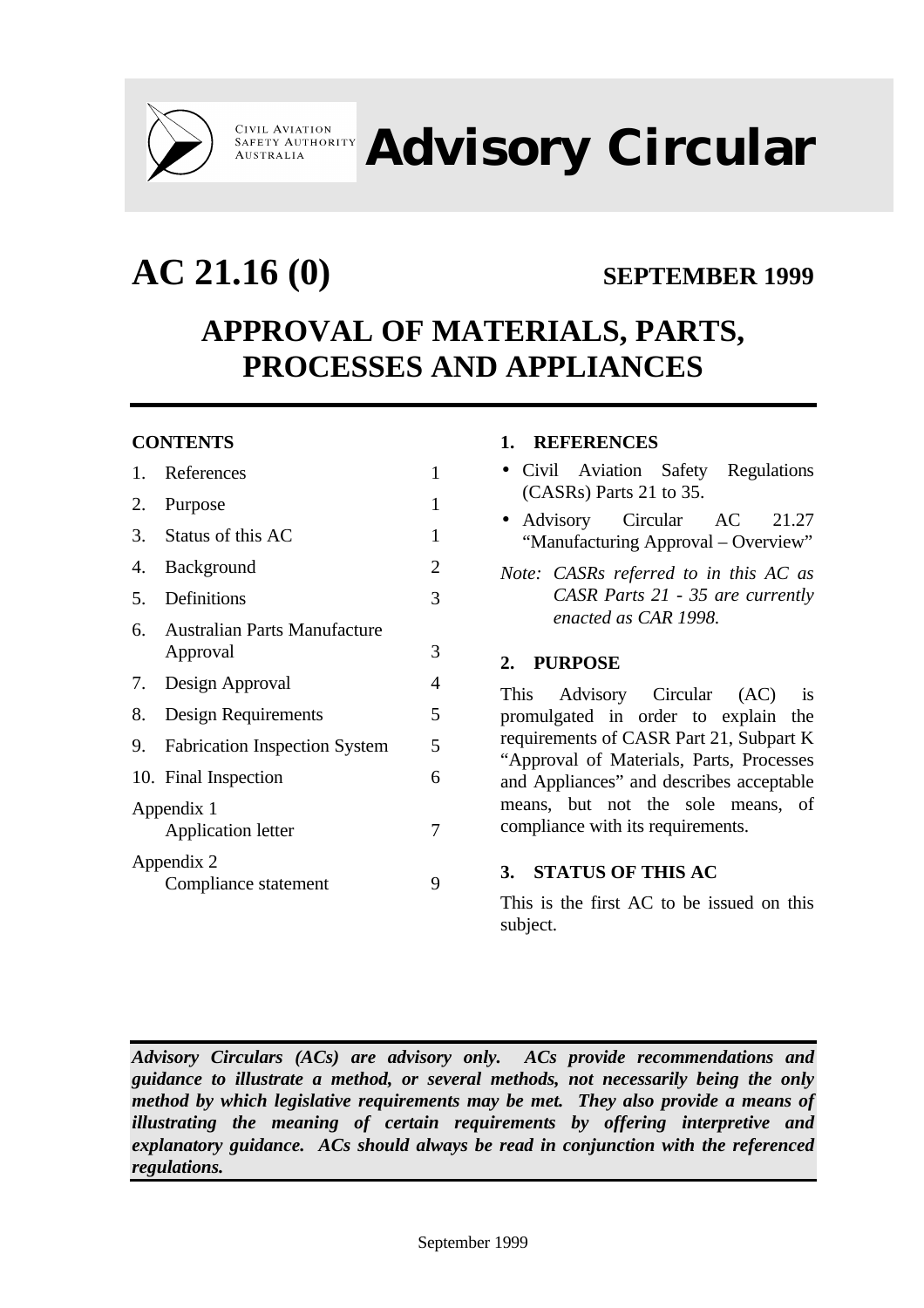CIVIL AVIATION SAFETY AUTHORITY AUSTRALIA

# Advisory Circular

# AC 21.16 (0)

**SEPTEMBER 1999**

## APPROVAL OF MATERIALS, PARTS, PROCESSES AND APPLIANCES

**CONTENTS**

| | | |
|---|---|---|
| 1. | References | 1 |
| 2. | Purpose | 1 |
| 3. | Status of this AC | 1 |
| 4. | Background | 2 |
| 5. | Definitions | 3 |
| 6. | Australian Parts Manufacture Approval | 3 |
| 7. | Design Approval | 4 |
| 8. | Design Requirements | 5 |
| 9. | Fabrication Inspection System | 5 |
| 10. | Final Inspection | 6 |
| Appendix 1 | Application letter | 7 |
| Appendix 2 | Compliance statement | 9 |

### 1. REFERENCES

- Civil Aviation Safety Regulations (CASRs) Parts 21 to 35.
- Advisory Circular AC 21.27 "Manufacturing Approval – Overview"

*Note: CASRs referred to in this AC as CASR Parts 21 - 35 are currently enacted as CAR 1998.*

### 2. PURPOSE

This Advisory Circular (AC) is promulgated in order to explain the requirements of CASR Part 21, Subpart K "Approval of Materials, Parts, Processes and Appliances" and describes acceptable means, but not the sole means, of compliance with its requirements.

### 3. STATUS OF THIS AC

This is the first AC to be issued on this subject.

***Advisory Circulars (ACs) are advisory only. ACs provide recommendations and guidance to illustrate a method, or several methods, not necessarily being the only method by which legislative requirements may be met. They also provide a means of illustrating the meaning of certain requirements by offering interpretive and explanatory guidance. ACs should always be read in conjunction with the referenced regulations.***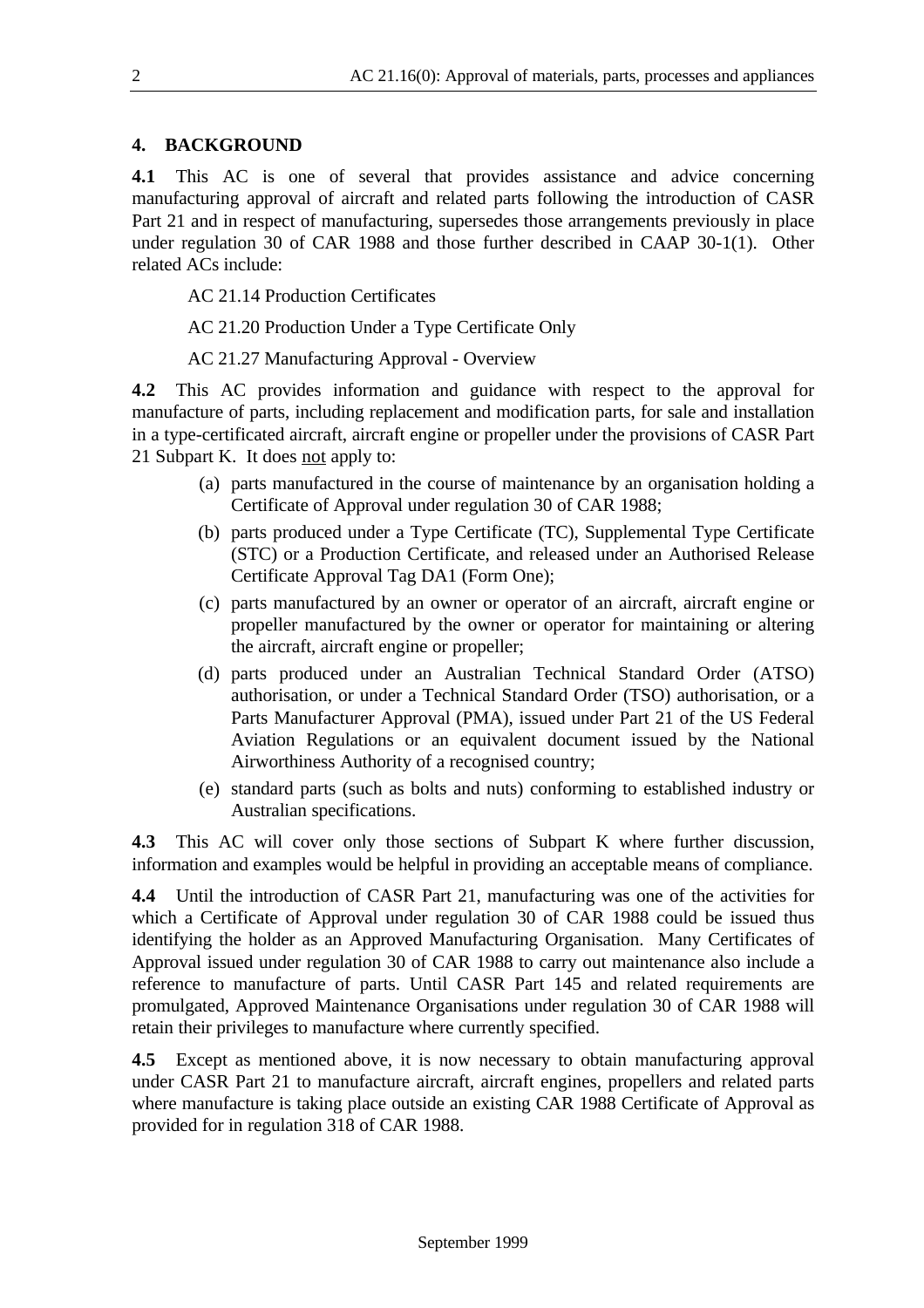## 4. BACKGROUND

**4.1** This AC is one of several that provides assistance and advice concerning manufacturing approval of aircraft and related parts following the introduction of CASR Part 21 and in respect of manufacturing, supersedes those arrangements previously in place under regulation 30 of CAR 1988 and those further described in CAAP 30-1(1). Other related ACs include:

AC 21.14 Production Certificates

AC 21.20 Production Under a Type Certificate Only

AC 21.27 Manufacturing Approval - Overview

**4.2** This AC provides information and guidance with respect to the approval for manufacture of parts, including replacement and modification parts, for sale and installation in a type-certificated aircraft, aircraft engine or propeller under the provisions of CASR Part 21 Subpart K. It does <u>not</u> apply to:

(a) parts manufactured in the course of maintenance by an organisation holding a Certificate of Approval under regulation 30 of CAR 1988;

(b) parts produced under a Type Certificate (TC), Supplemental Type Certificate (STC) or a Production Certificate, and released under an Authorised Release Certificate Approval Tag DA1 (Form One);

(c) parts manufactured by an owner or operator of an aircraft, aircraft engine or propeller manufactured by the owner or operator for maintaining or altering the aircraft, aircraft engine or propeller;

(d) parts produced under an Australian Technical Standard Order (ATSO) authorisation, or under a Technical Standard Order (TSO) authorisation, or a Parts Manufacturer Approval (PMA), issued under Part 21 of the US Federal Aviation Regulations or an equivalent document issued by the National Airworthiness Authority of a recognised country;

(e) standard parts (such as bolts and nuts) conforming to established industry or Australian specifications.

**4.3** This AC will cover only those sections of Subpart K where further discussion, information and examples would be helpful in providing an acceptable means of compliance.

**4.4** Until the introduction of CASR Part 21, manufacturing was one of the activities for which a Certificate of Approval under regulation 30 of CAR 1988 could be issued thus identifying the holder as an Approved Manufacturing Organisation. Many Certificates of Approval issued under regulation 30 of CAR 1988 to carry out maintenance also include a reference to manufacture of parts. Until CASR Part 145 and related requirements are promulgated, Approved Maintenance Organisations under regulation 30 of CAR 1988 will retain their privileges to manufacture where currently specified.

**4.5** Except as mentioned above, it is now necessary to obtain manufacturing approval under CASR Part 21 to manufacture aircraft, aircraft engines, propellers and related parts where manufacture is taking place outside an existing CAR 1988 Certificate of Approval as provided for in regulation 318 of CAR 1988.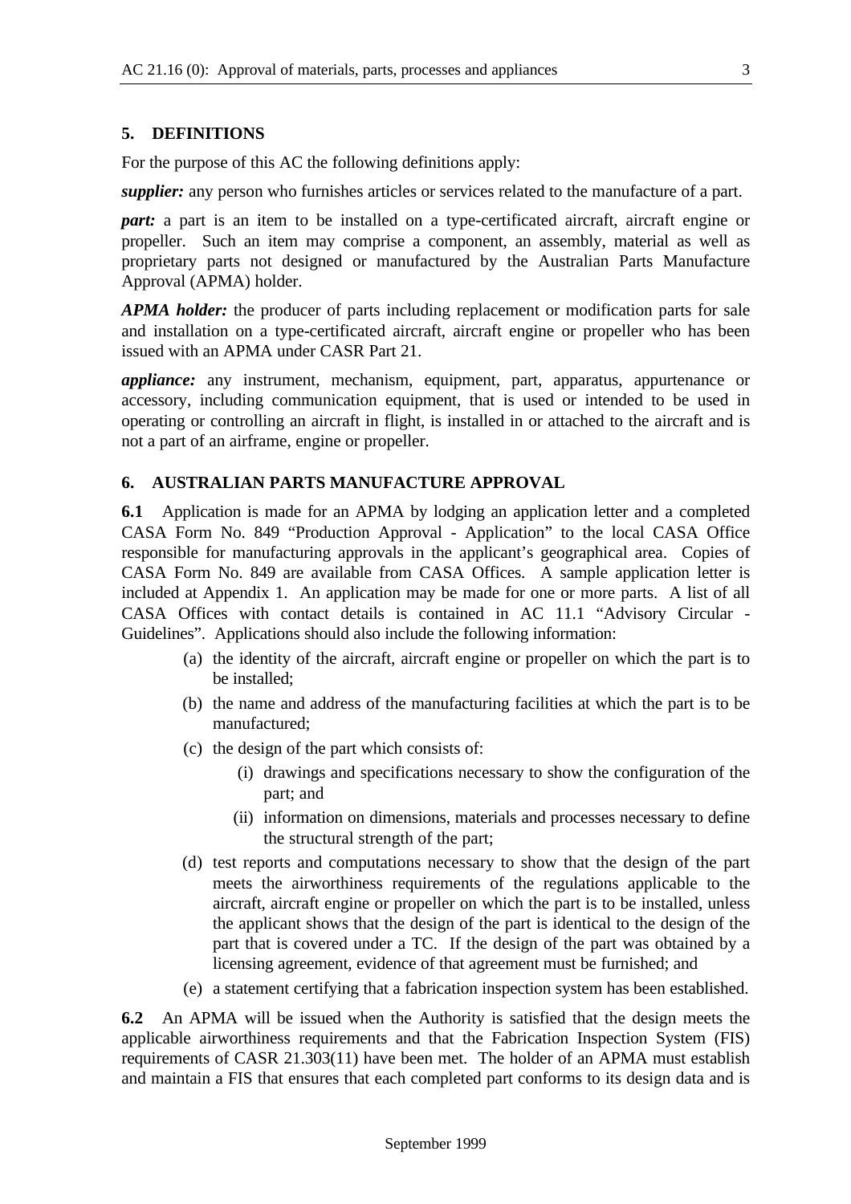## 5. DEFINITIONS

For the purpose of this AC the following definitions apply:

***supplier:*** any person who furnishes articles or services related to the manufacture of a part.

***part:*** a part is an item to be installed on a type-certificated aircraft, aircraft engine or propeller. Such an item may comprise a component, an assembly, material as well as proprietary parts not designed or manufactured by the Australian Parts Manufacture Approval (APMA) holder.

***APMA holder:*** the producer of parts including replacement or modification parts for sale and installation on a type-certificated aircraft, aircraft engine or propeller who has been issued with an APMA under CASR Part 21.

***appliance:*** any instrument, mechanism, equipment, part, apparatus, appurtenance or accessory, including communication equipment, that is used or intended to be used in operating or controlling an aircraft in flight, is installed in or attached to the aircraft and is not a part of an airframe, engine or propeller.

## 6. AUSTRALIAN PARTS MANUFACTURE APPROVAL

**6.1** Application is made for an APMA by lodging an application letter and a completed CASA Form No. 849 "Production Approval - Application" to the local CASA Office responsible for manufacturing approvals in the applicant's geographical area. Copies of CASA Form No. 849 are available from CASA Offices. A sample application letter is included at Appendix 1. An application may be made for one or more parts. A list of all CASA Offices with contact details is contained in AC 11.1 "Advisory Circular - Guidelines". Applications should also include the following information:

(a) the identity of the aircraft, aircraft engine or propeller on which the part is to be installed;

(b) the name and address of the manufacturing facilities at which the part is to be manufactured;

(c) the design of the part which consists of:

  (i) drawings and specifications necessary to show the configuration of the part; and

  (ii) information on dimensions, materials and processes necessary to define the structural strength of the part;

(d) test reports and computations necessary to show that the design of the part meets the airworthiness requirements of the regulations applicable to the aircraft, aircraft engine or propeller on which the part is to be installed, unless the applicant shows that the design of the part is identical to the design of the part that is covered under a TC. If the design of the part was obtained by a licensing agreement, evidence of that agreement must be furnished; and

(e) a statement certifying that a fabrication inspection system has been established.

**6.2** An APMA will be issued when the Authority is satisfied that the design meets the applicable airworthiness requirements and that the Fabrication Inspection System (FIS) requirements of CASR 21.303(11) have been met. The holder of an APMA must establish and maintain a FIS that ensures that each completed part conforms to its design data and is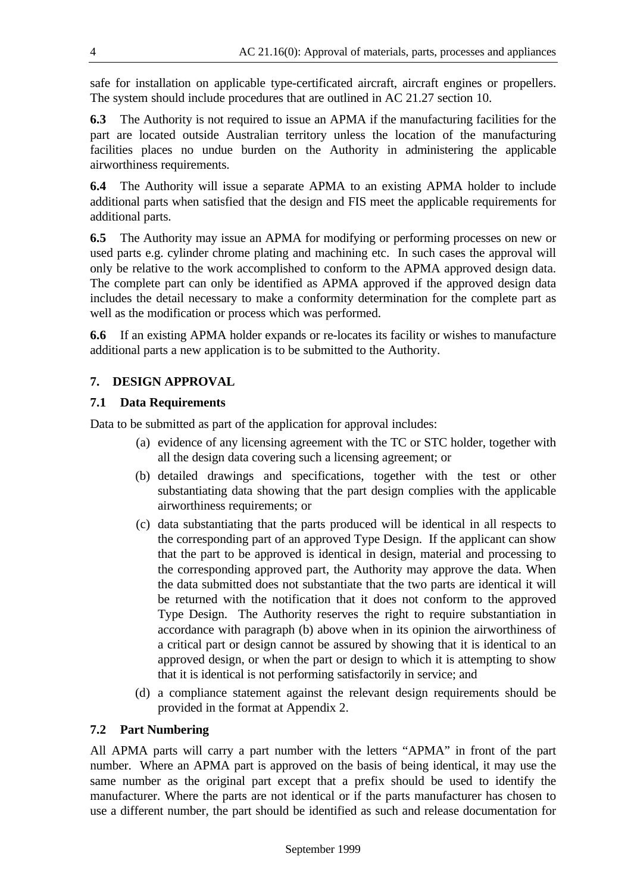safe for installation on applicable type-certificated aircraft, aircraft engines or propellers. The system should include procedures that are outlined in AC 21.27 section 10.

**6.3** The Authority is not required to issue an APMA if the manufacturing facilities for the part are located outside Australian territory unless the location of the manufacturing facilities places no undue burden on the Authority in administering the applicable airworthiness requirements.

**6.4** The Authority will issue a separate APMA to an existing APMA holder to include additional parts when satisfied that the design and FIS meet the applicable requirements for additional parts.

**6.5** The Authority may issue an APMA for modifying or performing processes on new or used parts e.g. cylinder chrome plating and machining etc. In such cases the approval will only be relative to the work accomplished to conform to the APMA approved design data. The complete part can only be identified as APMA approved if the approved design data includes the detail necessary to make a conformity determination for the complete part as well as the modification or process which was performed.

**6.6** If an existing APMA holder expands or re-locates its facility or wishes to manufacture additional parts a new application is to be submitted to the Authority.

## 7. DESIGN APPROVAL

### 7.1 Data Requirements

Data to be submitted as part of the application for approval includes:

(a) evidence of any licensing agreement with the TC or STC holder, together with all the design data covering such a licensing agreement; or

(b) detailed drawings and specifications, together with the test or other substantiating data showing that the part design complies with the applicable airworthiness requirements; or

(c) data substantiating that the parts produced will be identical in all respects to the corresponding part of an approved Type Design. If the applicant can show that the part to be approved is identical in design, material and processing to the corresponding approved part, the Authority may approve the data. When the data submitted does not substantiate that the two parts are identical it will be returned with the notification that it does not conform to the approved Type Design. The Authority reserves the right to require substantiation in accordance with paragraph (b) above when in its opinion the airworthiness of a critical part or design cannot be assured by showing that it is identical to an approved design, or when the part or design to which it is attempting to show that it is identical is not performing satisfactorily in service; and

(d) a compliance statement against the relevant design requirements should be provided in the format at Appendix 2.

### 7.2 Part Numbering

All APMA parts will carry a part number with the letters "APMA" in front of the part number. Where an APMA part is approved on the basis of being identical, it may use the same number as the original part except that a prefix should be used to identify the manufacturer. Where the parts are not identical or if the parts manufacturer has chosen to use a different number, the part should be identified as such and release documentation for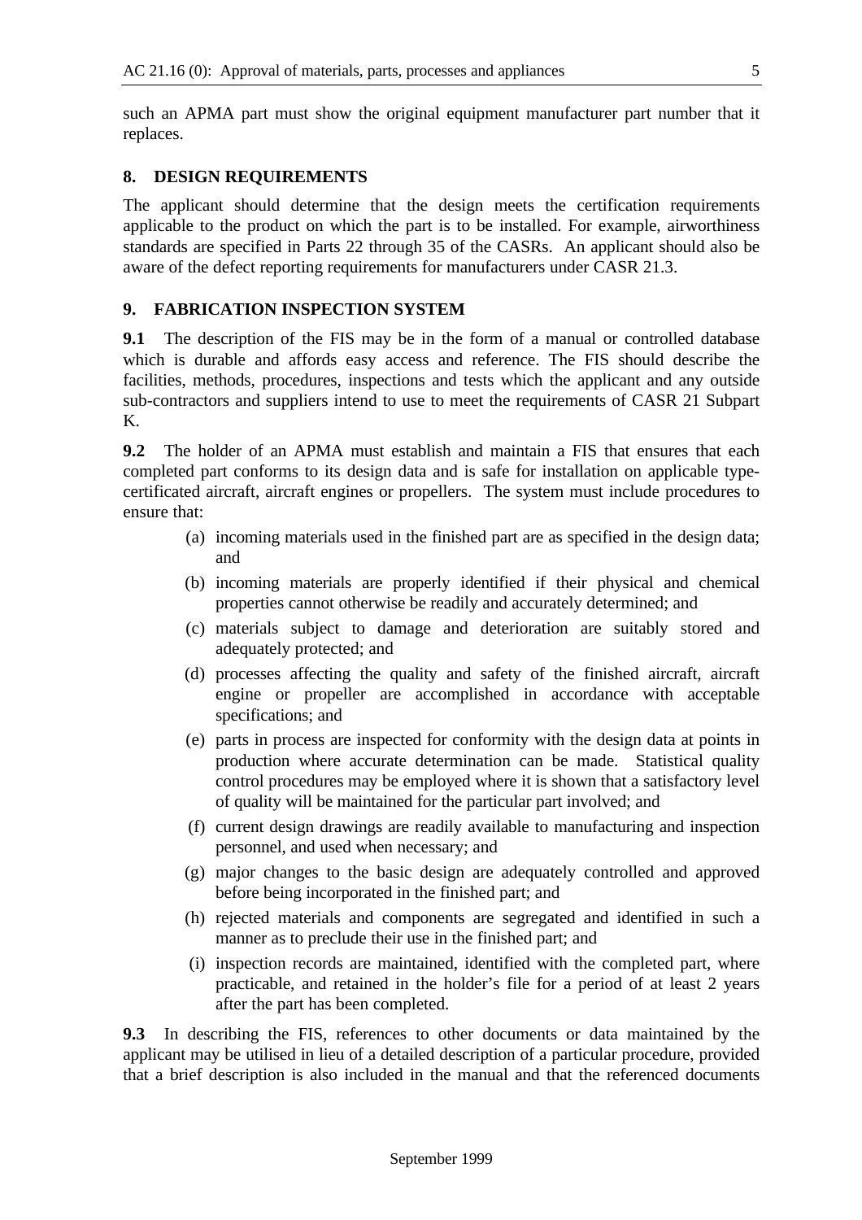such an APMA part must show the original equipment manufacturer part number that it replaces.

## 8. DESIGN REQUIREMENTS

The applicant should determine that the design meets the certification requirements applicable to the product on which the part is to be installed. For example, airworthiness standards are specified in Parts 22 through 35 of the CASRs. An applicant should also be aware of the defect reporting requirements for manufacturers under CASR 21.3.

## 9. FABRICATION INSPECTION SYSTEM

**9.1** The description of the FIS may be in the form of a manual or controlled database which is durable and affords easy access and reference. The FIS should describe the facilities, methods, procedures, inspections and tests which the applicant and any outside sub-contractors and suppliers intend to use to meet the requirements of CASR 21 Subpart K.

**9.2** The holder of an APMA must establish and maintain a FIS that ensures that each completed part conforms to its design data and is safe for installation on applicable type-certificated aircraft, aircraft engines or propellers. The system must include procedures to ensure that:

(a) incoming materials used in the finished part are as specified in the design data; and

(b) incoming materials are properly identified if their physical and chemical properties cannot otherwise be readily and accurately determined; and

(c) materials subject to damage and deterioration are suitably stored and adequately protected; and

(d) processes affecting the quality and safety of the finished aircraft, aircraft engine or propeller are accomplished in accordance with acceptable specifications; and

(e) parts in process are inspected for conformity with the design data at points in production where accurate determination can be made. Statistical quality control procedures may be employed where it is shown that a satisfactory level of quality will be maintained for the particular part involved; and

(f) current design drawings are readily available to manufacturing and inspection personnel, and used when necessary; and

(g) major changes to the basic design are adequately controlled and approved before being incorporated in the finished part; and

(h) rejected materials and components are segregated and identified in such a manner as to preclude their use in the finished part; and

(i) inspection records are maintained, identified with the completed part, where practicable, and retained in the holder's file for a period of at least 2 years after the part has been completed.

**9.3** In describing the FIS, references to other documents or data maintained by the applicant may be utilised in lieu of a detailed description of a particular procedure, provided that a brief description is also included in the manual and that the referenced documents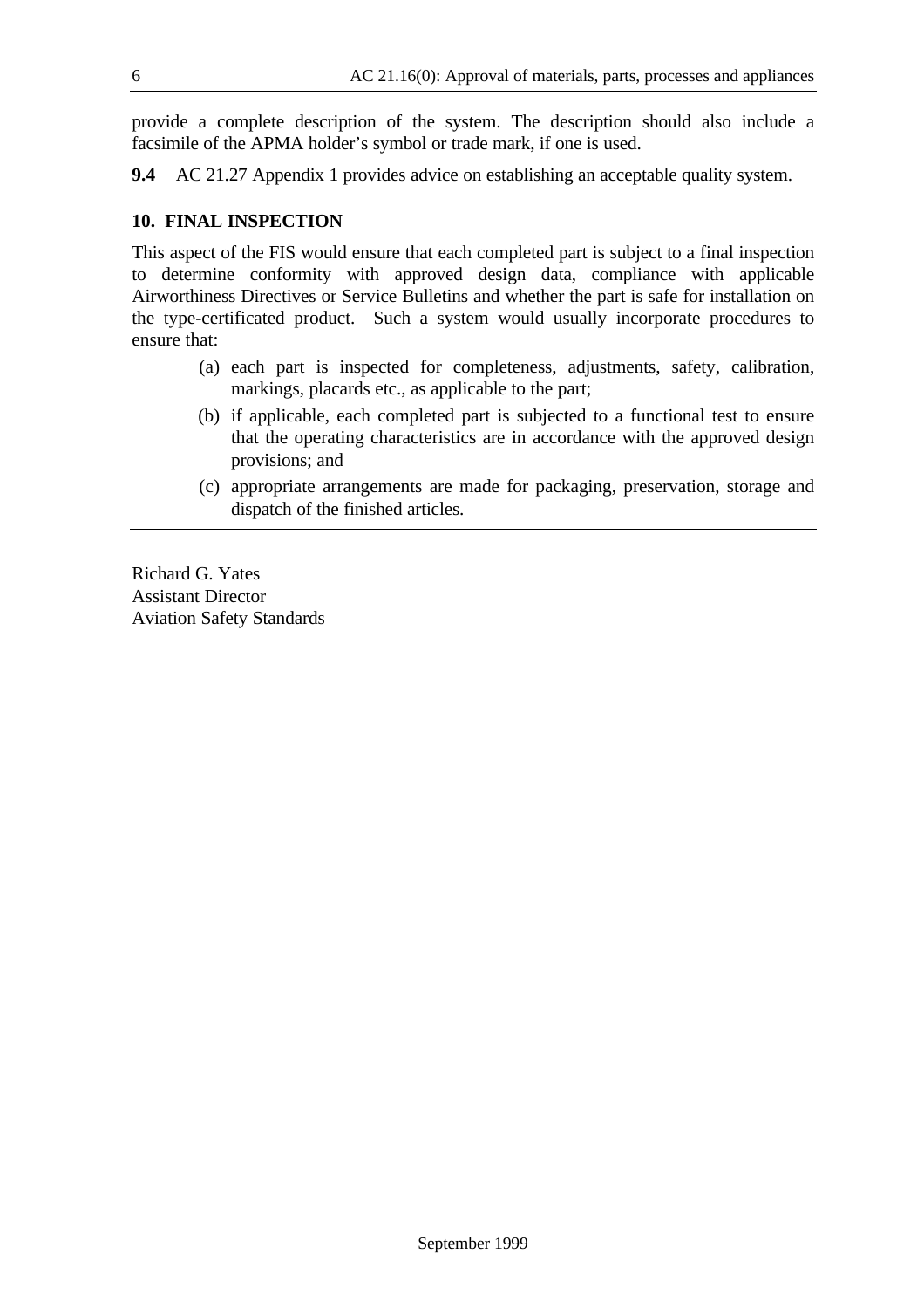provide a complete description of the system. The description should also include a facsimile of the APMA holder's symbol or trade mark, if one is used.

**9.4** AC 21.27 Appendix 1 provides advice on establishing an acceptable quality system.

## 10. FINAL INSPECTION

This aspect of the FIS would ensure that each completed part is subject to a final inspection to determine conformity with approved design data, compliance with applicable Airworthiness Directives or Service Bulletins and whether the part is safe for installation on the type-certificated product. Such a system would usually incorporate procedures to ensure that:

(a) each part is inspected for completeness, adjustments, safety, calibration, markings, placards etc., as applicable to the part;

(b) if applicable, each completed part is subjected to a functional test to ensure that the operating characteristics are in accordance with the approved design provisions; and

(c) appropriate arrangements are made for packaging, preservation, storage and dispatch of the finished articles.

---

Richard G. Yates
Assistant Director
Aviation Safety Standards

September 1999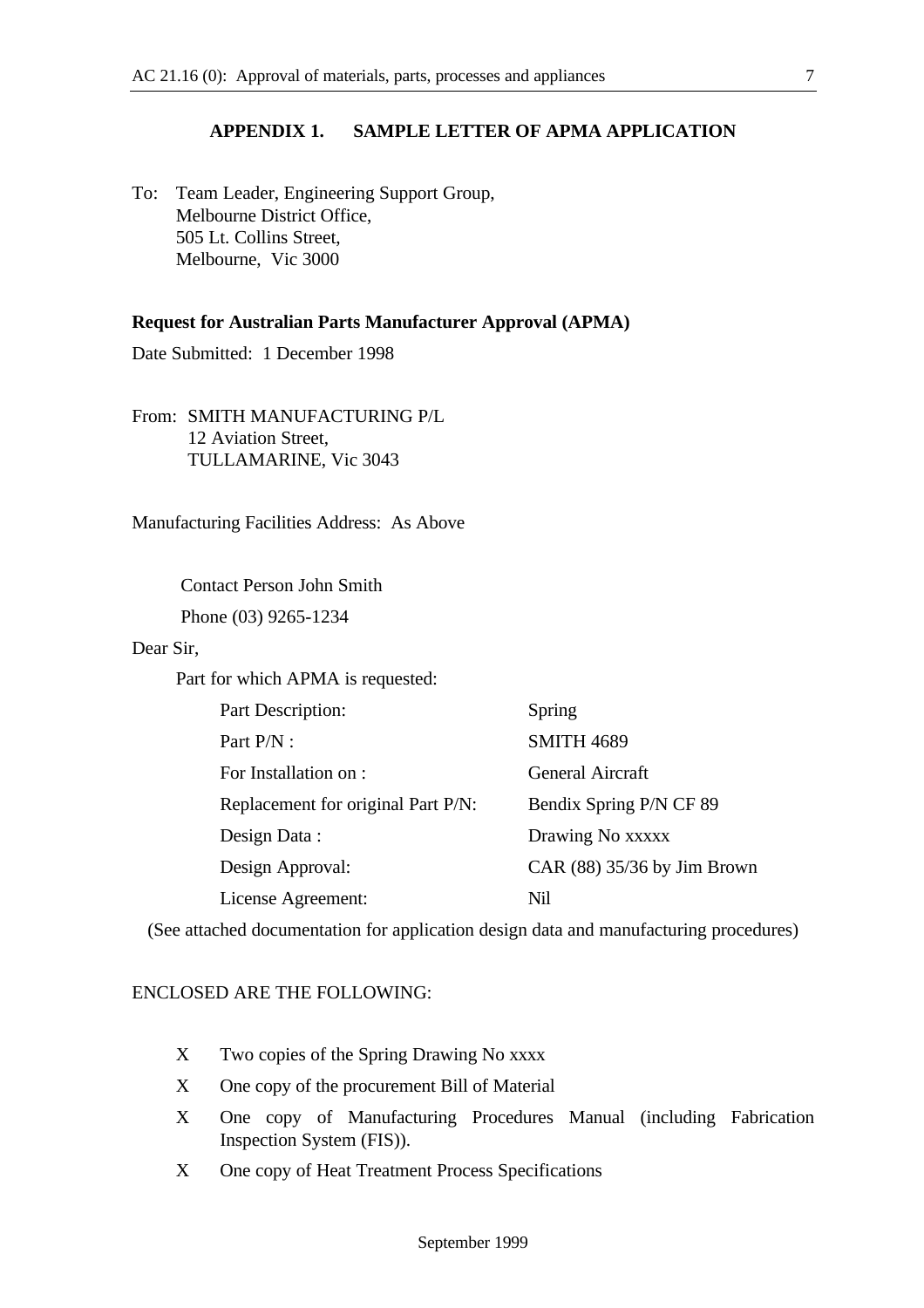## APPENDIX 1. SAMPLE LETTER OF APMA APPLICATION

To: Team Leader, Engineering Support Group,
Melbourne District Office,
505 Lt. Collins Street,
Melbourne, Vic 3000

**Request for Australian Parts Manufacturer Approval (APMA)**

Date Submitted: 1 December 1998

From: SMITH MANUFACTURING P/L
12 Aviation Street,
TULLAMARINE, Vic 3043

Manufacturing Facilities Address: As Above

Contact Person John Smith

Phone (03) 9265-1234

Dear Sir,

Part for which APMA is requested:

| | |
|---|---|
| Part Description: | Spring |
| Part P/N : | SMITH 4689 |
| For Installation on : | General Aircraft |
| Replacement for original Part P/N: | Bendix Spring P/N CF 89 |
| Design Data : | Drawing No xxxxx |
| Design Approval: | CAR (88) 35/36 by Jim Brown |
| License Agreement: | Nil |

(See attached documentation for application design data and manufacturing procedures)

ENCLOSED ARE THE FOLLOWING:

- X Two copies of the Spring Drawing No xxxx
- X One copy of the procurement Bill of Material
- X One copy of Manufacturing Procedures Manual (including Fabrication Inspection System (FIS)).
- X One copy of Heat Treatment Process Specifications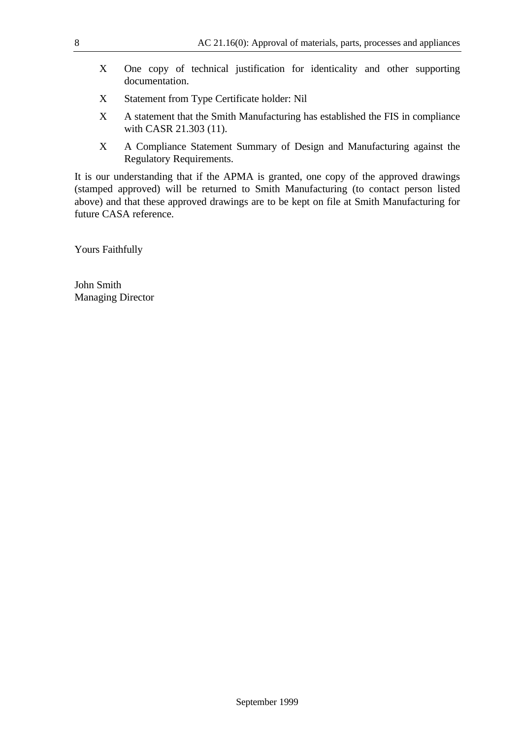- X One copy of technical justification for identicality and other supporting documentation.
- X Statement from Type Certificate holder: Nil
- X A statement that the Smith Manufacturing has established the FIS in compliance with CASR 21.303 (11).
- X A Compliance Statement Summary of Design and Manufacturing against the Regulatory Requirements.

It is our understanding that if the APMA is granted, one copy of the approved drawings (stamped approved) will be returned to Smith Manufacturing (to contact person listed above) and that these approved drawings are to be kept on file at Smith Manufacturing for future CASA reference.

Yours Faithfully

John Smith
Managing Director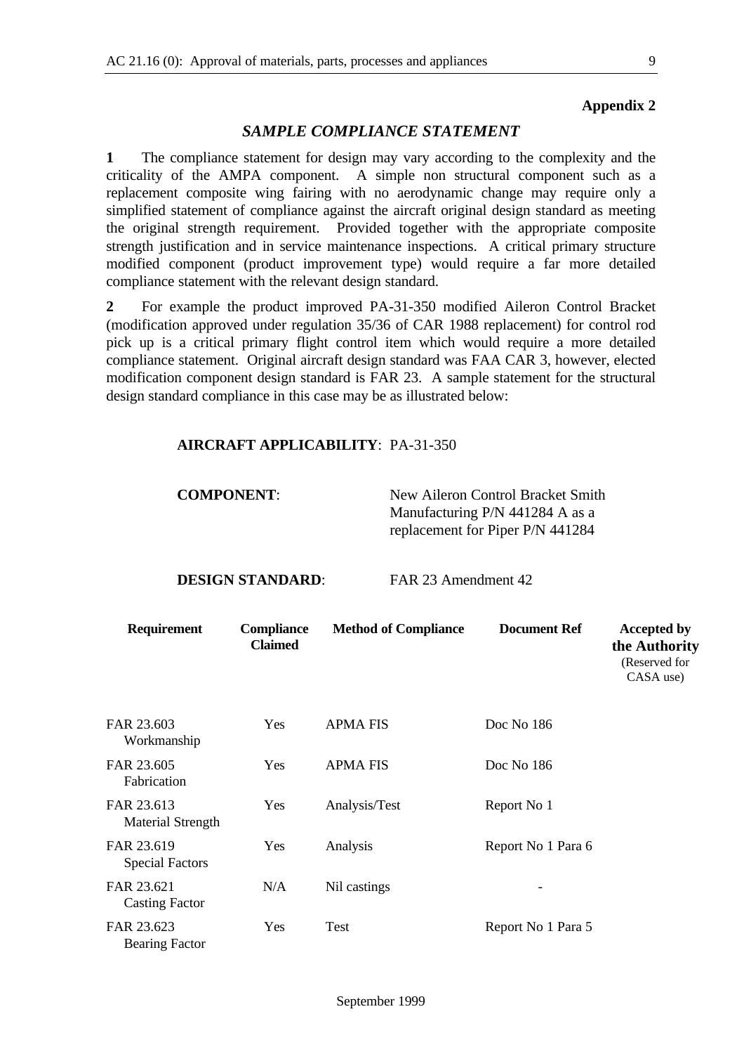**Appendix 2**

## *SAMPLE COMPLIANCE STATEMENT*

**1** The compliance statement for design may vary according to the complexity and the criticality of the AMPA component. A simple non structural component such as a replacement composite wing fairing with no aerodynamic change may require only a simplified statement of compliance against the aircraft original design standard as meeting the original strength requirement. Provided together with the appropriate composite strength justification and in service maintenance inspections. A critical primary structure modified component (product improvement type) would require a far more detailed compliance statement with the relevant design standard.

**2** For example the product improved PA-31-350 modified Aileron Control Bracket (modification approved under regulation 35/36 of CAR 1988 replacement) for control rod pick up is a critical primary flight control item which would require a more detailed compliance statement. Original aircraft design standard was FAA CAR 3, however, elected modification component design standard is FAR 23. A sample statement for the structural design standard compliance in this case may be as illustrated below:

**AIRCRAFT APPLICABILITY**: PA-31-350

**COMPONENT**: New Aileron Control Bracket Smith Manufacturing P/N 441284 A as a replacement for Piper P/N 441284

**DESIGN STANDARD**: FAR 23 Amendment 42

| Requirement | Compliance Claimed | Method of Compliance | Document Ref | Accepted by the Authority (Reserved for CASA use) |
|---|---|---|---|---|
| FAR 23.603 Workmanship | Yes | APMA FIS | Doc No 186 | |
| FAR 23.605 Fabrication | Yes | APMA FIS | Doc No 186 | |
| FAR 23.613 Material Strength | Yes | Analysis/Test | Report No 1 | |
| FAR 23.619 Special Factors | Yes | Analysis | Report No 1 Para 6 | |
| FAR 23.621 Casting Factor | N/A | Nil castings | - | |
| FAR 23.623 Bearing Factor | Yes | Test | Report No 1 Para 5 | |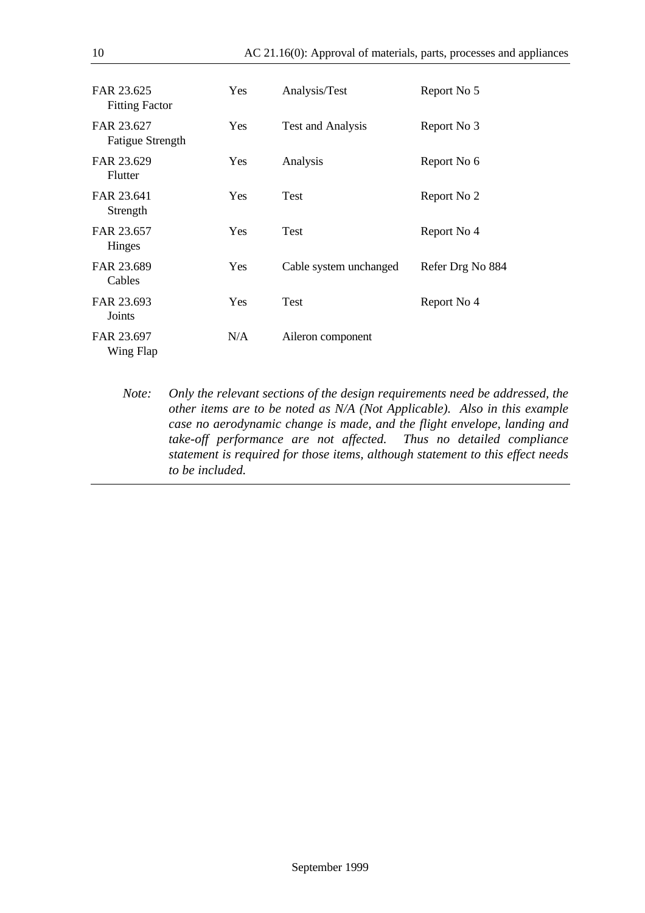| | | | |
|---|---|---|---|
| FAR 23.625 Fitting Factor | Yes | Analysis/Test | Report No 5 |
| FAR 23.627 Fatigue Strength | Yes | Test and Analysis | Report No 3 |
| FAR 23.629 Flutter | Yes | Analysis | Report No 6 |
| FAR 23.641 Strength | Yes | Test | Report No 2 |
| FAR 23.657 Hinges | Yes | Test | Report No 4 |
| FAR 23.689 Cables | Yes | Cable system unchanged | Refer Drg No 884 |
| FAR 23.693 Joints | Yes | Test | Report No 4 |
| FAR 23.697 Wing Flap | N/A | Aileron component | |

*Note:* *Only the relevant sections of the design requirements need be addressed, the other items are to be noted as N/A (Not Applicable). Also in this example case no aerodynamic change is made, and the flight envelope, landing and take-off performance are not affected. Thus no detailed compliance statement is required for those items, although statement to this effect needs to be included.*

September 1999